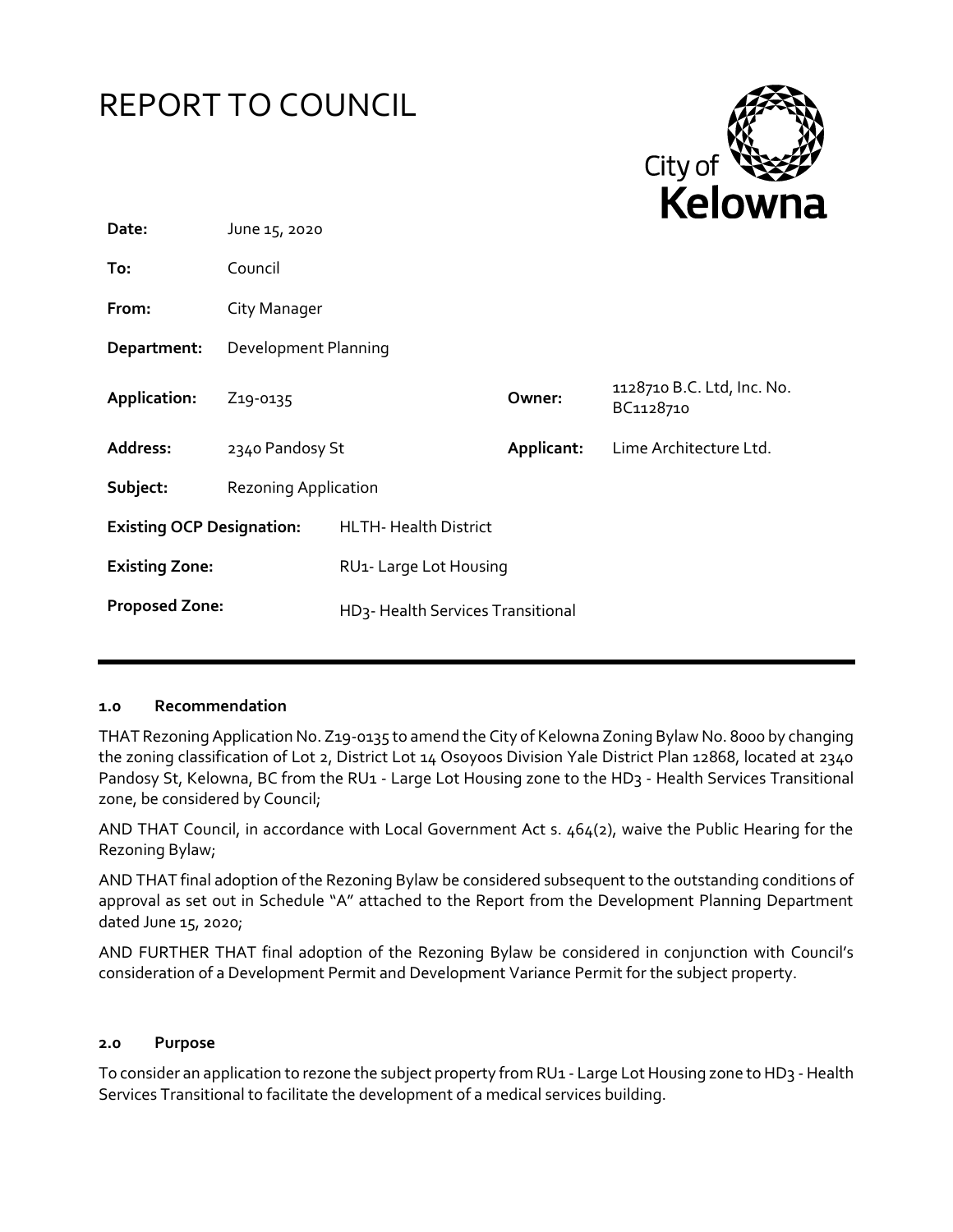# REPORT TO COUNCIL

City of Kelowna

| | | | |
|---|---|---|---|
| **Date:** | June 15, 2020 | | |
| **To:** | Council | | |
| **From:** | City Manager | | |
| **Department:** | Development Planning | | |
| **Application:** | Z19-0135 | **Owner:** | 1128710 B.C. Ltd, Inc. No. BC1128710 |
| **Address:** | 2340 Pandosy St | **Applicant:** | Lime Architecture Ltd. |
| **Subject:** | Rezoning Application | | |
| **Existing OCP Designation:** | HLTH- Health District | | |
| **Existing Zone:** | RU1- Large Lot Housing | | |
| **Proposed Zone:** | HD3- Health Services Transitional | | |

## 1.0 Recommendation

THAT Rezoning Application No. Z19-0135 to amend the City of Kelowna Zoning Bylaw No. 8000 by changing the zoning classification of Lot 2, District Lot 14 Osoyoos Division Yale District Plan 12868, located at 2340 Pandosy St, Kelowna, BC from the RU1 - Large Lot Housing zone to the HD3 - Health Services Transitional zone, be considered by Council;

AND THAT Council, in accordance with Local Government Act s. 464(2), waive the Public Hearing for the Rezoning Bylaw;

AND THAT final adoption of the Rezoning Bylaw be considered subsequent to the outstanding conditions of approval as set out in Schedule "A" attached to the Report from the Development Planning Department dated June 15, 2020;

AND FURTHER THAT final adoption of the Rezoning Bylaw be considered in conjunction with Council's consideration of a Development Permit and Development Variance Permit for the subject property.

## 2.0 Purpose

To consider an application to rezone the subject property from RU1 - Large Lot Housing zone to HD3 - Health Services Transitional to facilitate the development of a medical services building.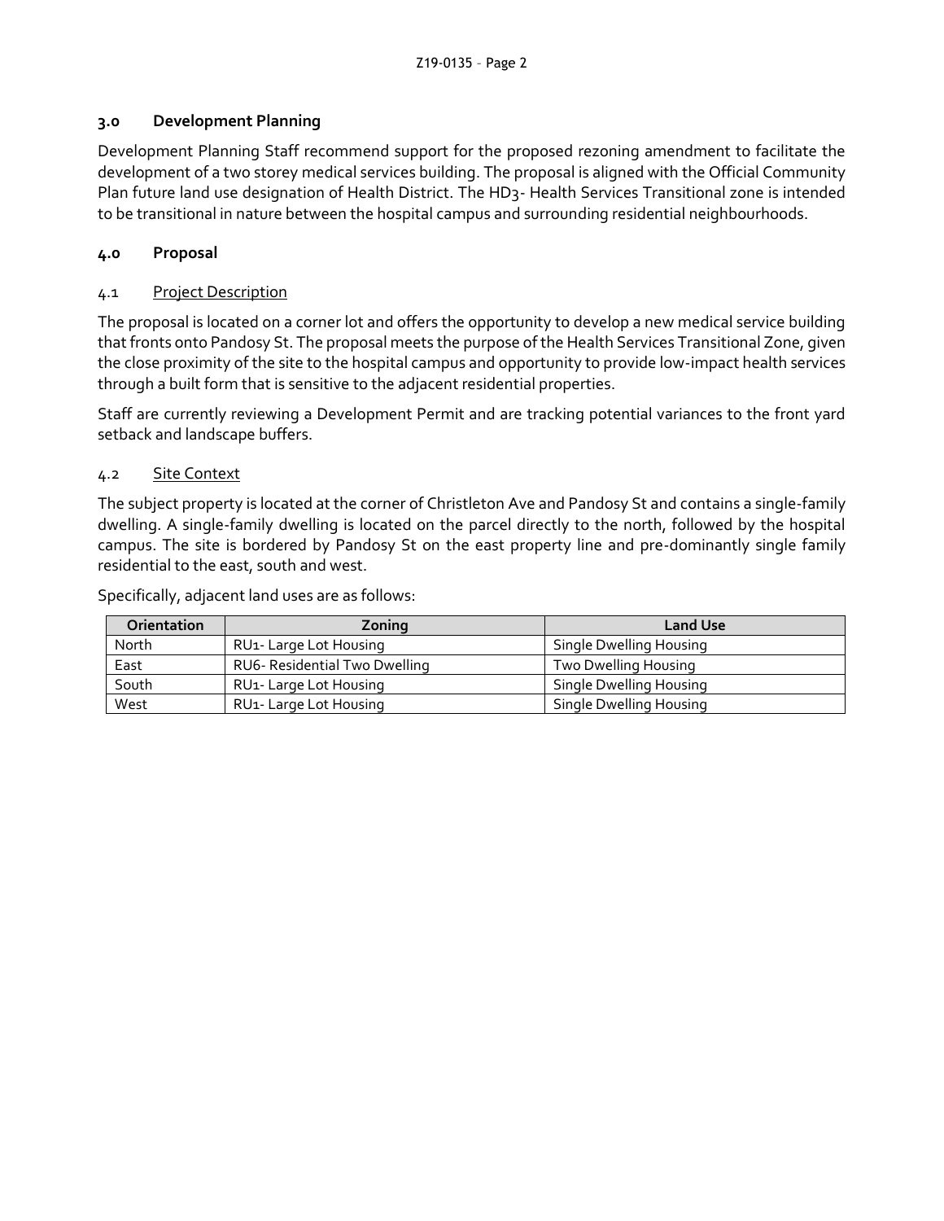## 3.0 Development Planning

Development Planning Staff recommend support for the proposed rezoning amendment to facilitate the development of a two storey medical services building. The proposal is aligned with the Official Community Plan future land use designation of Health District. The HD3- Health Services Transitional zone is intended to be transitional in nature between the hospital campus and surrounding residential neighbourhoods.

## 4.0 Proposal

### 4.1 Project Description

The proposal is located on a corner lot and offers the opportunity to develop a new medical service building that fronts onto Pandosy St. The proposal meets the purpose of the Health Services Transitional Zone, given the close proximity of the site to the hospital campus and opportunity to provide low-impact health services through a built form that is sensitive to the adjacent residential properties.

Staff are currently reviewing a Development Permit and are tracking potential variances to the front yard setback and landscape buffers.

### 4.2 Site Context

The subject property is located at the corner of Christleton Ave and Pandosy St and contains a single-family dwelling. A single-family dwelling is located on the parcel directly to the north, followed by the hospital campus. The site is bordered by Pandosy St on the east property line and pre-dominantly single family residential to the east, south and west.

Specifically, adjacent land uses are as follows:

| Orientation | Zoning | Land Use |
|---|---|---|
| North | RU1- Large Lot Housing | Single Dwelling Housing |
| East | RU6- Residential Two Dwelling | Two Dwelling Housing |
| South | RU1- Large Lot Housing | Single Dwelling Housing |
| West | RU1- Large Lot Housing | Single Dwelling Housing |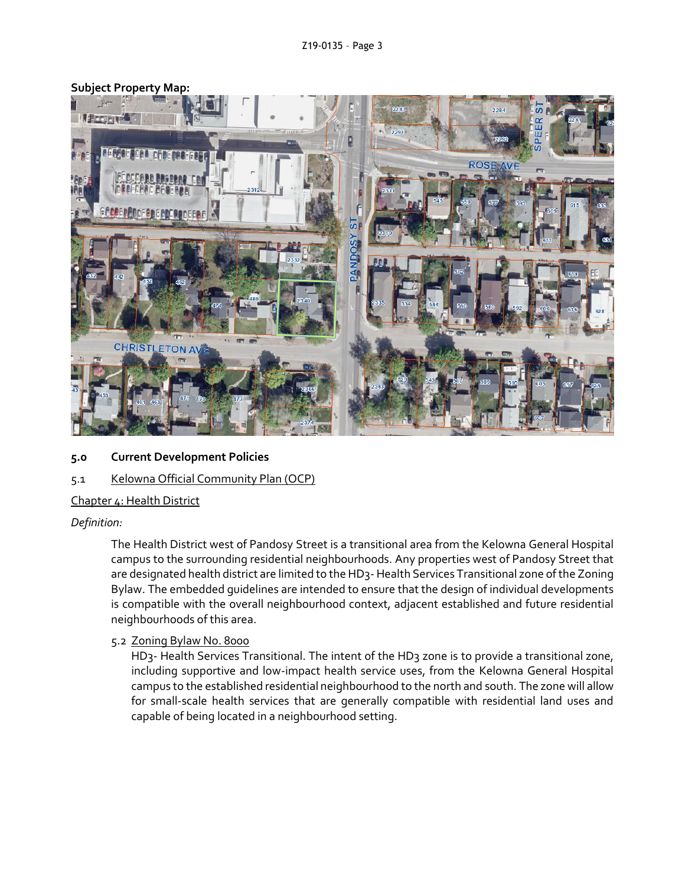**Subject Property Map:**

## 5.0 Current Development Policies

### 5.1 Kelowna Official Community Plan (OCP)

Chapter 4: Health District

*Definition:*

The Health District west of Pandosy Street is a transitional area from the Kelowna General Hospital campus to the surrounding residential neighbourhoods. Any properties west of Pandosy Street that are designated health district are limited to the HD3- Health Services Transitional zone of the Zoning Bylaw. The embedded guidelines are intended to ensure that the design of individual developments is compatible with the overall neighbourhood context, adjacent established and future residential neighbourhoods of this area.

### 5.2 Zoning Bylaw No. 8000

HD3- Health Services Transitional. The intent of the HD3 zone is to provide a transitional zone, including supportive and low-impact health service uses, from the Kelowna General Hospital campus to the established residential neighbourhood to the north and south. The zone will allow for small-scale health services that are generally compatible with residential land uses and capable of being located in a neighbourhood setting.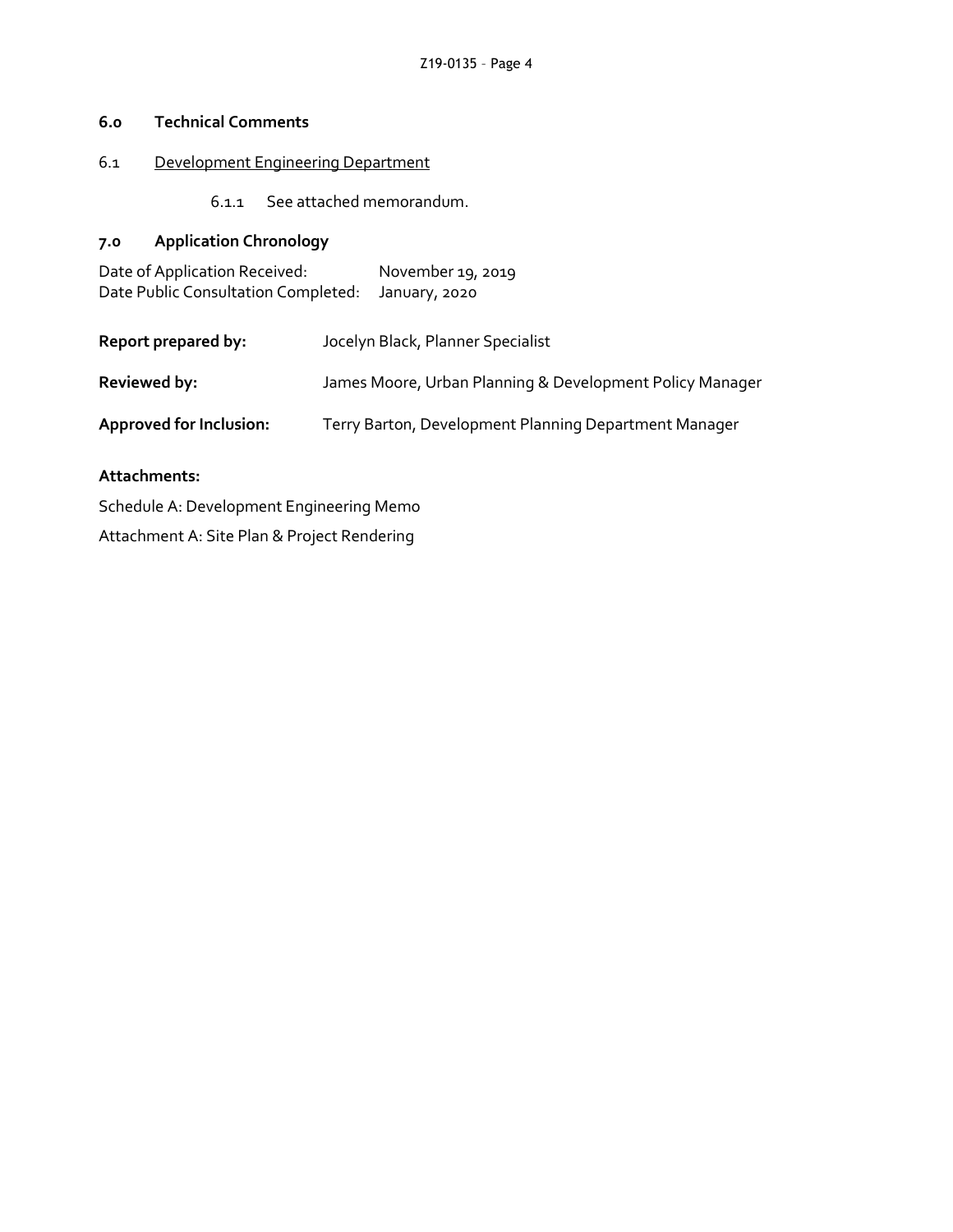## 6.0 Technical Comments

6.1 Development Engineering Department

6.1.1 See attached memorandum.

## 7.0 Application Chronology

Date of Application Received: November 19, 2019
Date Public Consultation Completed: January, 2020

**Report prepared by:** Jocelyn Black, Planner Specialist

**Reviewed by:** James Moore, Urban Planning & Development Policy Manager

**Approved for Inclusion:** Terry Barton, Development Planning Department Manager

**Attachments:**

Schedule A: Development Engineering Memo

Attachment A: Site Plan & Project Rendering